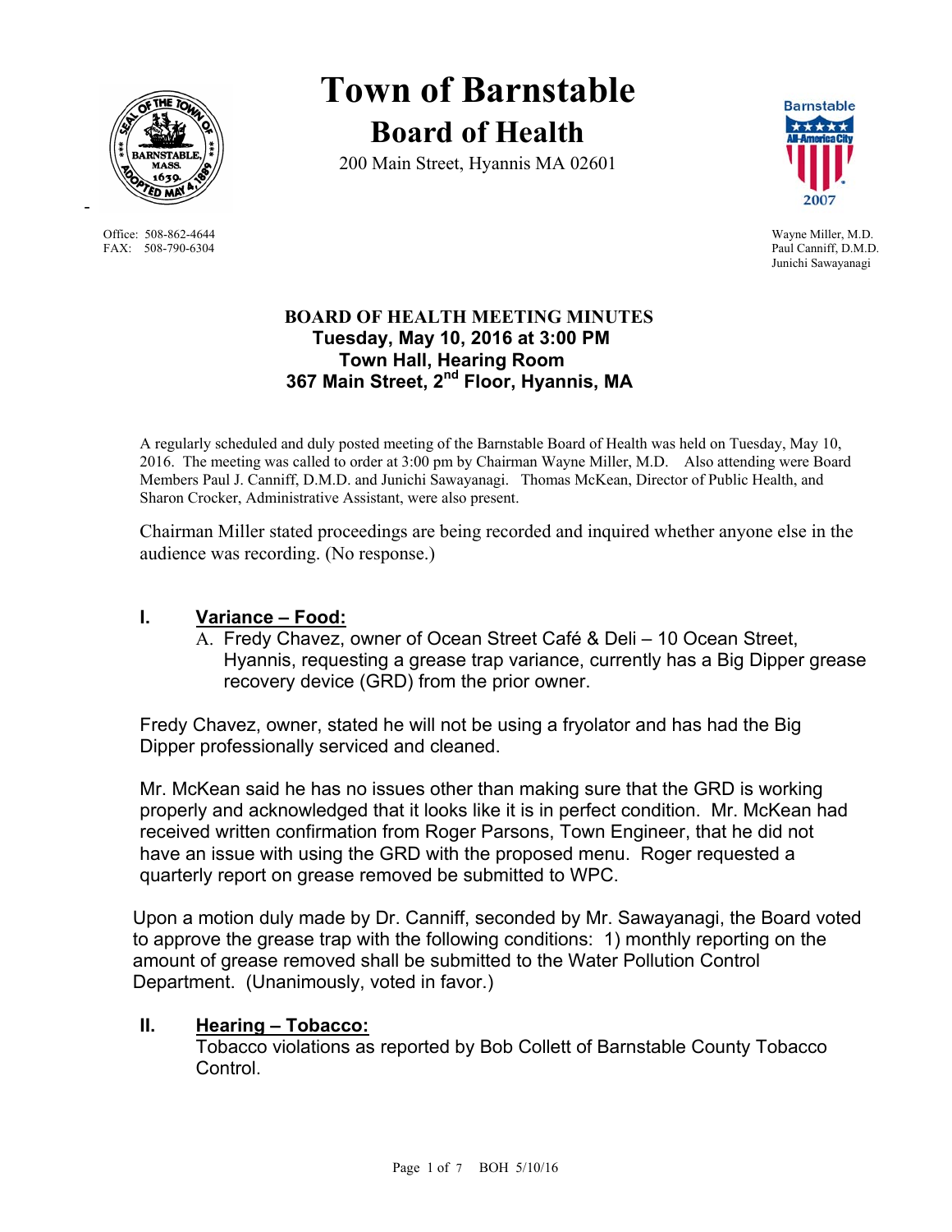# Town of Barnstable

## Board of Health

200 Main Street, Hyannis MA 02601

Office: 508-862-4644
FAX: 508-790-6304

Wayne Miller, M.D.
Paul Canniff, D.M.D.
Junichi Sawayanagi

**BOARD OF HEALTH MEETING MINUTES**
**Tuesday, May 10, 2016 at 3:00 PM**
**Town Hall, Hearing Room**
**367 Main Street, 2nd Floor, Hyannis, MA**

A regularly scheduled and duly posted meeting of the Barnstable Board of Health was held on Tuesday, May 10, 2016. The meeting was called to order at 3:00 pm by Chairman Wayne Miller, M.D. Also attending were Board Members Paul J. Canniff, D.M.D. and Junichi Sawayanagi. Thomas McKean, Director of Public Health, and Sharon Crocker, Administrative Assistant, were also present.

Chairman Miller stated proceedings are being recorded and inquired whether anyone else in the audience was recording. (No response.)

### I. Variance – Food:

A. Fredy Chavez, owner of Ocean Street Café & Deli – 10 Ocean Street, Hyannis, requesting a grease trap variance, currently has a Big Dipper grease recovery device (GRD) from the prior owner.

Fredy Chavez, owner, stated he will not be using a fryolator and has had the Big Dipper professionally serviced and cleaned.

Mr. McKean said he has no issues other than making sure that the GRD is working properly and acknowledged that it looks like it is in perfect condition. Mr. McKean had received written confirmation from Roger Parsons, Town Engineer, that he did not have an issue with using the GRD with the proposed menu. Roger requested a quarterly report on grease removed be submitted to WPC.

Upon a motion duly made by Dr. Canniff, seconded by Mr. Sawayanagi, the Board voted to approve the grease trap with the following conditions: 1) monthly reporting on the amount of grease removed shall be submitted to the Water Pollution Control Department. (Unanimously, voted in favor.)

### II. Hearing – Tobacco:

Tobacco violations as reported by Bob Collett of Barnstable County Tobacco Control.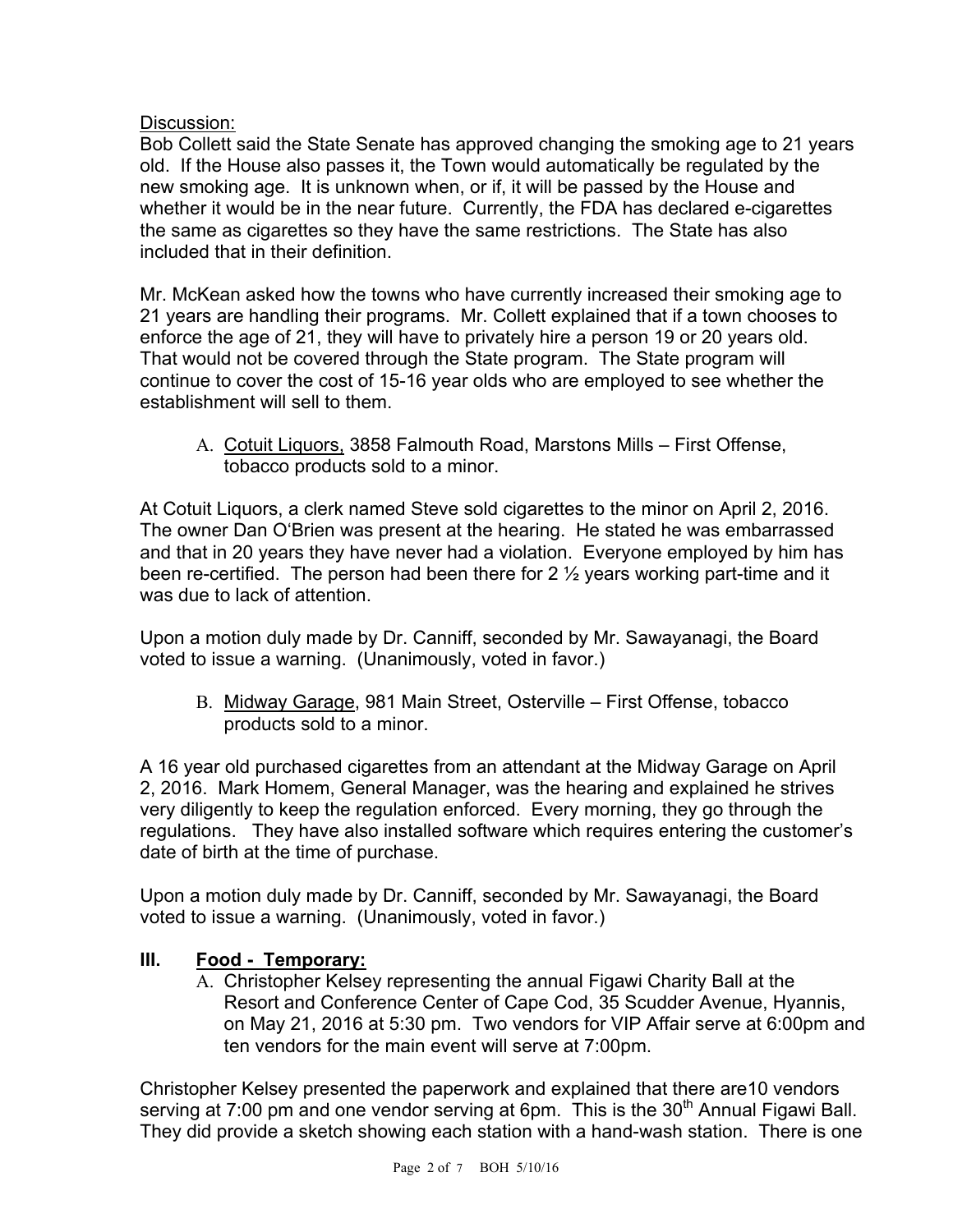Discussion:

Bob Collett said the State Senate has approved changing the smoking age to 21 years old. If the House also passes it, the Town would automatically be regulated by the new smoking age. It is unknown when, or if, it will be passed by the House and whether it would be in the near future. Currently, the FDA has declared e-cigarettes the same as cigarettes so they have the same restrictions. The State has also included that in their definition.

Mr. McKean asked how the towns who have currently increased their smoking age to 21 years are handling their programs. Mr. Collett explained that if a town chooses to enforce the age of 21, they will have to privately hire a person 19 or 20 years old. That would not be covered through the State program. The State program will continue to cover the cost of 15-16 year olds who are employed to see whether the establishment will sell to them.

A. Cotuit Liquors, 3858 Falmouth Road, Marstons Mills – First Offense, tobacco products sold to a minor.

At Cotuit Liquors, a clerk named Steve sold cigarettes to the minor on April 2, 2016. The owner Dan O'Brien was present at the hearing. He stated he was embarrassed and that in 20 years they have never had a violation. Everyone employed by him has been re-certified. The person had been there for 2 ½ years working part-time and it was due to lack of attention.

Upon a motion duly made by Dr. Canniff, seconded by Mr. Sawayanagi, the Board voted to issue a warning. (Unanimously, voted in favor.)

B. Midway Garage, 981 Main Street, Osterville – First Offense, tobacco products sold to a minor.

A 16 year old purchased cigarettes from an attendant at the Midway Garage on April 2, 2016. Mark Homem, General Manager, was the hearing and explained he strives very diligently to keep the regulation enforced. Every morning, they go through the regulations. They have also installed software which requires entering the customer's date of birth at the time of purchase.

Upon a motion duly made by Dr. Canniff, seconded by Mr. Sawayanagi, the Board voted to issue a warning. (Unanimously, voted in favor.)

## III. Food - Temporary:

A. Christopher Kelsey representing the annual Figawi Charity Ball at the Resort and Conference Center of Cape Cod, 35 Scudder Avenue, Hyannis, on May 21, 2016 at 5:30 pm. Two vendors for VIP Affair serve at 6:00pm and ten vendors for the main event will serve at 7:00pm.

Christopher Kelsey presented the paperwork and explained that there are10 vendors serving at 7:00 pm and one vendor serving at 6pm. This is the 30th Annual Figawi Ball. They did provide a sketch showing each station with a hand-wash station. There is one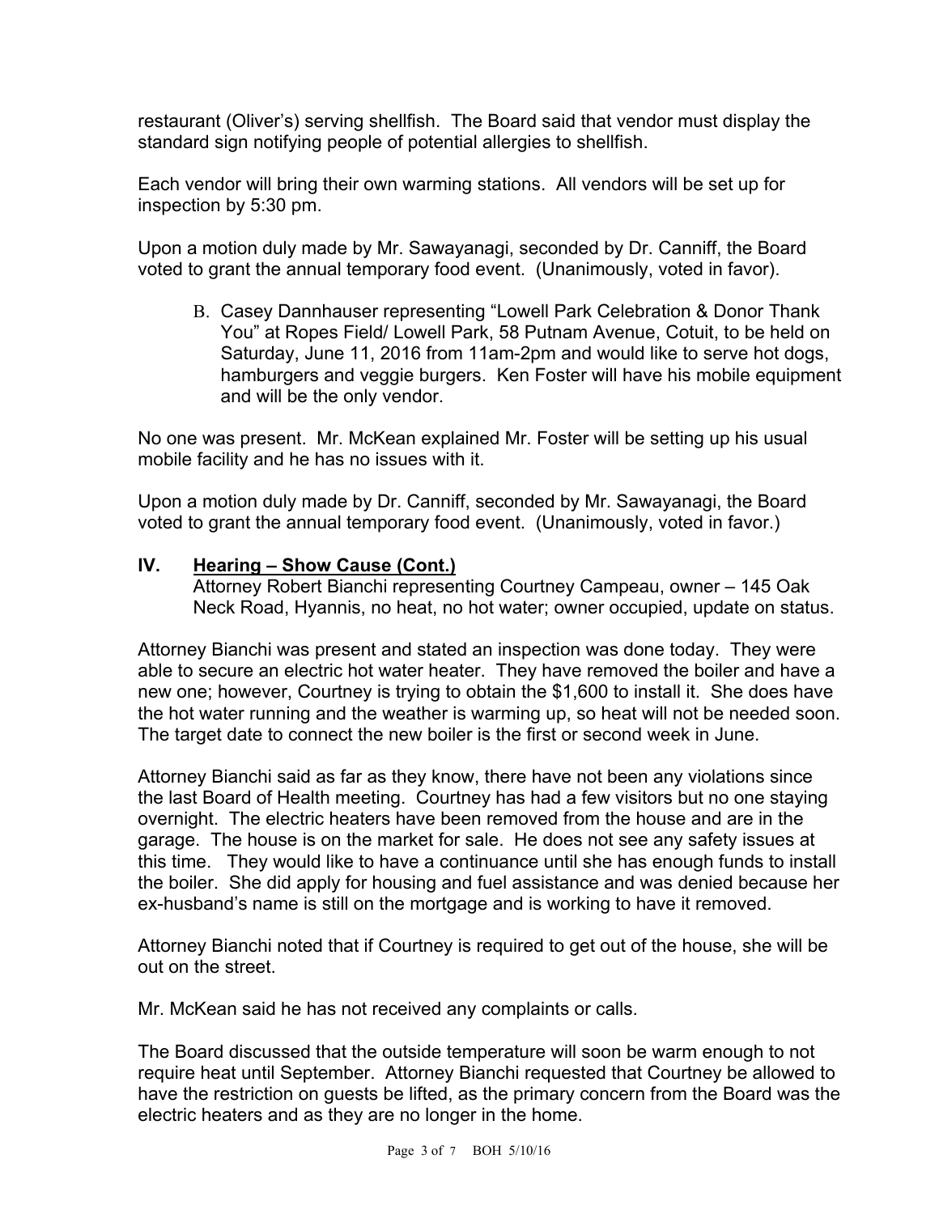restaurant (Oliver's) serving shellfish. The Board said that vendor must display the standard sign notifying people of potential allergies to shellfish.

Each vendor will bring their own warming stations. All vendors will be set up for inspection by 5:30 pm.

Upon a motion duly made by Mr. Sawayanagi, seconded by Dr. Canniff, the Board voted to grant the annual temporary food event. (Unanimously, voted in favor).

B. Casey Dannhauser representing "Lowell Park Celebration & Donor Thank You" at Ropes Field/ Lowell Park, 58 Putnam Avenue, Cotuit, to be held on Saturday, June 11, 2016 from 11am-2pm and would like to serve hot dogs, hamburgers and veggie burgers. Ken Foster will have his mobile equipment and will be the only vendor.

No one was present. Mr. McKean explained Mr. Foster will be setting up his usual mobile facility and he has no issues with it.

Upon a motion duly made by Dr. Canniff, seconded by Mr. Sawayanagi, the Board voted to grant the annual temporary food event. (Unanimously, voted in favor.)

## IV. Hearing – Show Cause (Cont.)

Attorney Robert Bianchi representing Courtney Campeau, owner – 145 Oak Neck Road, Hyannis, no heat, no hot water; owner occupied, update on status.

Attorney Bianchi was present and stated an inspection was done today. They were able to secure an electric hot water heater. They have removed the boiler and have a new one; however, Courtney is trying to obtain the $1,600 to install it. She does have the hot water running and the weather is warming up, so heat will not be needed soon. The target date to connect the new boiler is the first or second week in June.

Attorney Bianchi said as far as they know, there have not been any violations since the last Board of Health meeting. Courtney has had a few visitors but no one staying overnight. The electric heaters have been removed from the house and are in the garage. The house is on the market for sale. He does not see any safety issues at this time. They would like to have a continuance until she has enough funds to install the boiler. She did apply for housing and fuel assistance and was denied because her ex-husband's name is still on the mortgage and is working to have it removed.

Attorney Bianchi noted that if Courtney is required to get out of the house, she will be out on the street.

Mr. McKean said he has not received any complaints or calls.

The Board discussed that the outside temperature will soon be warm enough to not require heat until September. Attorney Bianchi requested that Courtney be allowed to have the restriction on guests be lifted, as the primary concern from the Board was the electric heaters and as they are no longer in the home.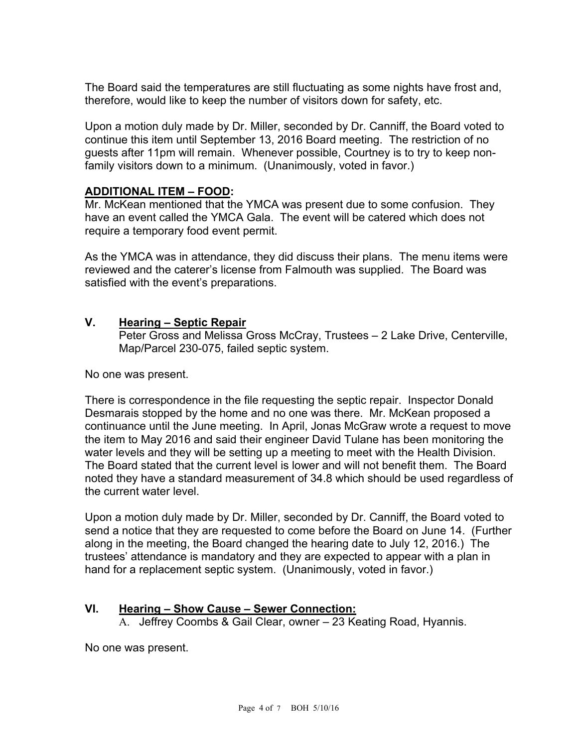The Board said the temperatures are still fluctuating as some nights have frost and, therefore, would like to keep the number of visitors down for safety, etc.

Upon a motion duly made by Dr. Miller, seconded by Dr. Canniff, the Board voted to continue this item until September 13, 2016 Board meeting. The restriction of no guests after 11pm will remain. Whenever possible, Courtney is to try to keep non-family visitors down to a minimum. (Unanimously, voted in favor.)

**ADDITIONAL ITEM – FOOD:**

Mr. McKean mentioned that the YMCA was present due to some confusion. They have an event called the YMCA Gala. The event will be catered which does not require a temporary food event permit.

As the YMCA was in attendance, they did discuss their plans. The menu items were reviewed and the caterer's license from Falmouth was supplied. The Board was satisfied with the event's preparations.

## V. Hearing – Septic Repair

Peter Gross and Melissa Gross McCray, Trustees – 2 Lake Drive, Centerville, Map/Parcel 230-075, failed septic system.

No one was present.

There is correspondence in the file requesting the septic repair. Inspector Donald Desmarais stopped by the home and no one was there. Mr. McKean proposed a continuance until the June meeting. In April, Jonas McGraw wrote a request to move the item to May 2016 and said their engineer David Tulane has been monitoring the water levels and they will be setting up a meeting to meet with the Health Division. The Board stated that the current level is lower and will not benefit them. The Board noted they have a standard measurement of 34.8 which should be used regardless of the current water level.

Upon a motion duly made by Dr. Miller, seconded by Dr. Canniff, the Board voted to send a notice that they are requested to come before the Board on June 14. (Further along in the meeting, the Board changed the hearing date to July 12, 2016.) The trustees' attendance is mandatory and they are expected to appear with a plan in hand for a replacement septic system. (Unanimously, voted in favor.)

## VI. Hearing – Show Cause – Sewer Connection:

A. Jeffrey Coombs & Gail Clear, owner – 23 Keating Road, Hyannis.

No one was present.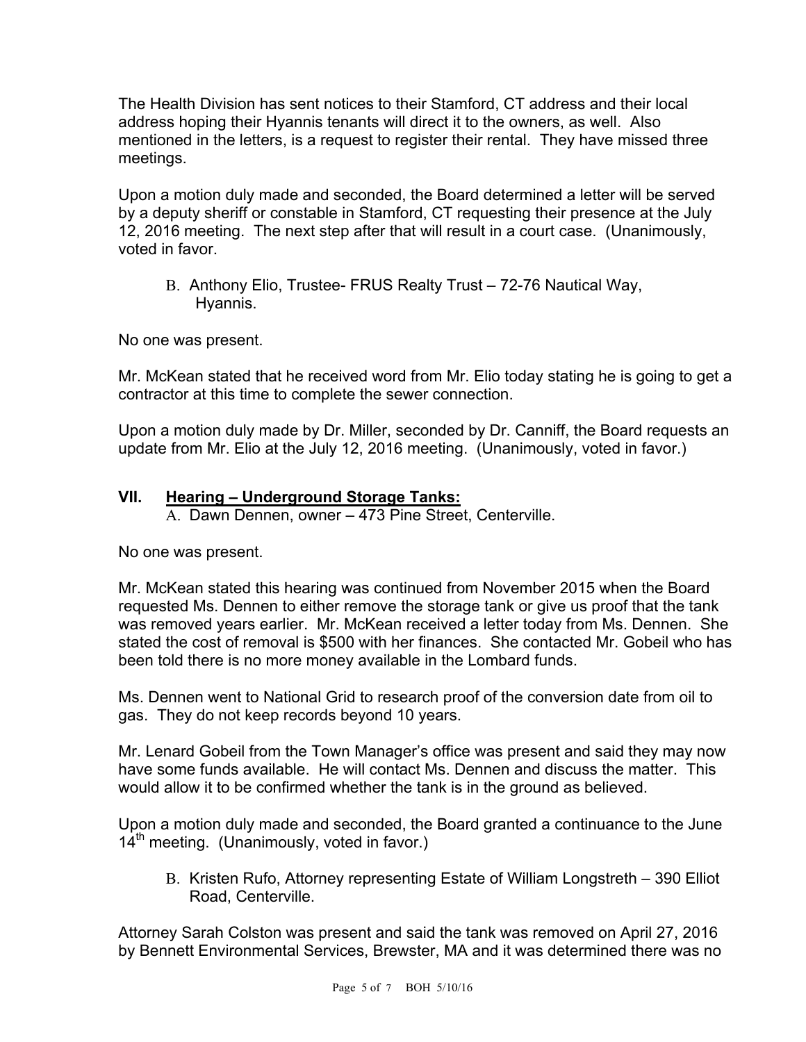The Health Division has sent notices to their Stamford, CT address and their local address hoping their Hyannis tenants will direct it to the owners, as well. Also mentioned in the letters, is a request to register their rental. They have missed three meetings.

Upon a motion duly made and seconded, the Board determined a letter will be served by a deputy sheriff or constable in Stamford, CT requesting their presence at the July 12, 2016 meeting. The next step after that will result in a court case. (Unanimously, voted in favor.

B. Anthony Elio, Trustee- FRUS Realty Trust – 72-76 Nautical Way, Hyannis.

No one was present.

Mr. McKean stated that he received word from Mr. Elio today stating he is going to get a contractor at this time to complete the sewer connection.

Upon a motion duly made by Dr. Miller, seconded by Dr. Canniff, the Board requests an update from Mr. Elio at the July 12, 2016 meeting. (Unanimously, voted in favor.)

## VII. Hearing – Underground Storage Tanks:

A. Dawn Dennen, owner – 473 Pine Street, Centerville.

No one was present.

Mr. McKean stated this hearing was continued from November 2015 when the Board requested Ms. Dennen to either remove the storage tank or give us proof that the tank was removed years earlier. Mr. McKean received a letter today from Ms. Dennen. She stated the cost of removal is $500 with her finances. She contacted Mr. Gobeil who has been told there is no more money available in the Lombard funds.

Ms. Dennen went to National Grid to research proof of the conversion date from oil to gas. They do not keep records beyond 10 years.

Mr. Lenard Gobeil from the Town Manager's office was present and said they may now have some funds available. He will contact Ms. Dennen and discuss the matter. This would allow it to be confirmed whether the tank is in the ground as believed.

Upon a motion duly made and seconded, the Board granted a continuance to the June 14th meeting. (Unanimously, voted in favor.)

B. Kristen Rufo, Attorney representing Estate of William Longstreth – 390 Elliot Road, Centerville.

Attorney Sarah Colston was present and said the tank was removed on April 27, 2016 by Bennett Environmental Services, Brewster, MA and it was determined there was no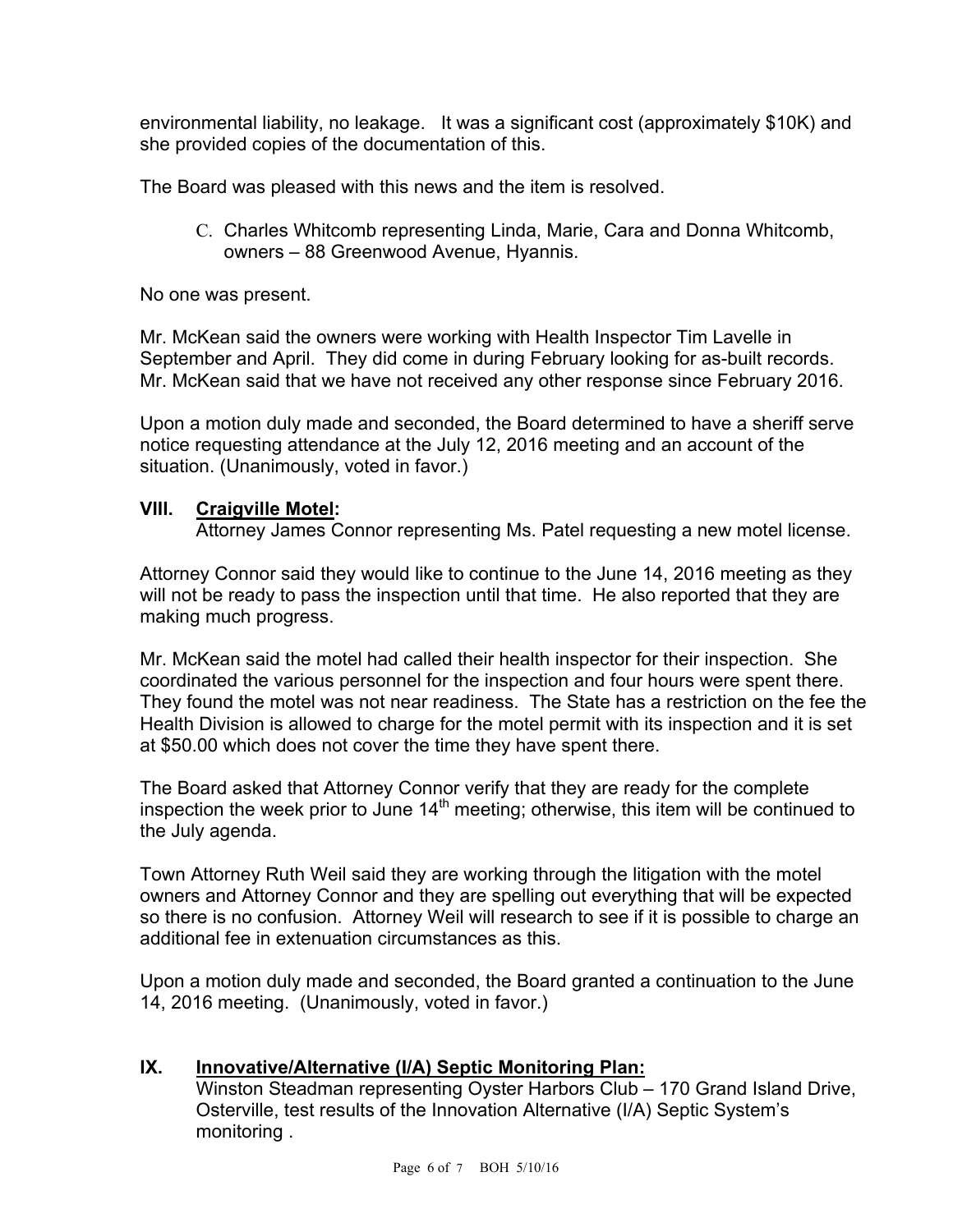environmental liability, no leakage. It was a significant cost (approximately $10K) and she provided copies of the documentation of this.

The Board was pleased with this news and the item is resolved.

C. Charles Whitcomb representing Linda, Marie, Cara and Donna Whitcomb, owners – 88 Greenwood Avenue, Hyannis.

No one was present.

Mr. McKean said the owners were working with Health Inspector Tim Lavelle in September and April. They did come in during February looking for as-built records. Mr. McKean said that we have not received any other response since February 2016.

Upon a motion duly made and seconded, the Board determined to have a sheriff serve notice requesting attendance at the July 12, 2016 meeting and an account of the situation. (Unanimously, voted in favor.)

## VIII. Craigville Motel:

Attorney James Connor representing Ms. Patel requesting a new motel license.

Attorney Connor said they would like to continue to the June 14, 2016 meeting as they will not be ready to pass the inspection until that time. He also reported that they are making much progress.

Mr. McKean said the motel had called their health inspector for their inspection. She coordinated the various personnel for the inspection and four hours were spent there. They found the motel was not near readiness. The State has a restriction on the fee the Health Division is allowed to charge for the motel permit with its inspection and it is set at $50.00 which does not cover the time they have spent there.

The Board asked that Attorney Connor verify that they are ready for the complete inspection the week prior to June 14th meeting; otherwise, this item will be continued to the July agenda.

Town Attorney Ruth Weil said they are working through the litigation with the motel owners and Attorney Connor and they are spelling out everything that will be expected so there is no confusion. Attorney Weil will research to see if it is possible to charge an additional fee in extenuation circumstances as this.

Upon a motion duly made and seconded, the Board granted a continuation to the June 14, 2016 meeting. (Unanimously, voted in favor.)

## IX. Innovative/Alternative (I/A) Septic Monitoring Plan:

Winston Steadman representing Oyster Harbors Club – 170 Grand Island Drive, Osterville, test results of the Innovation Alternative (I/A) Septic System's monitoring .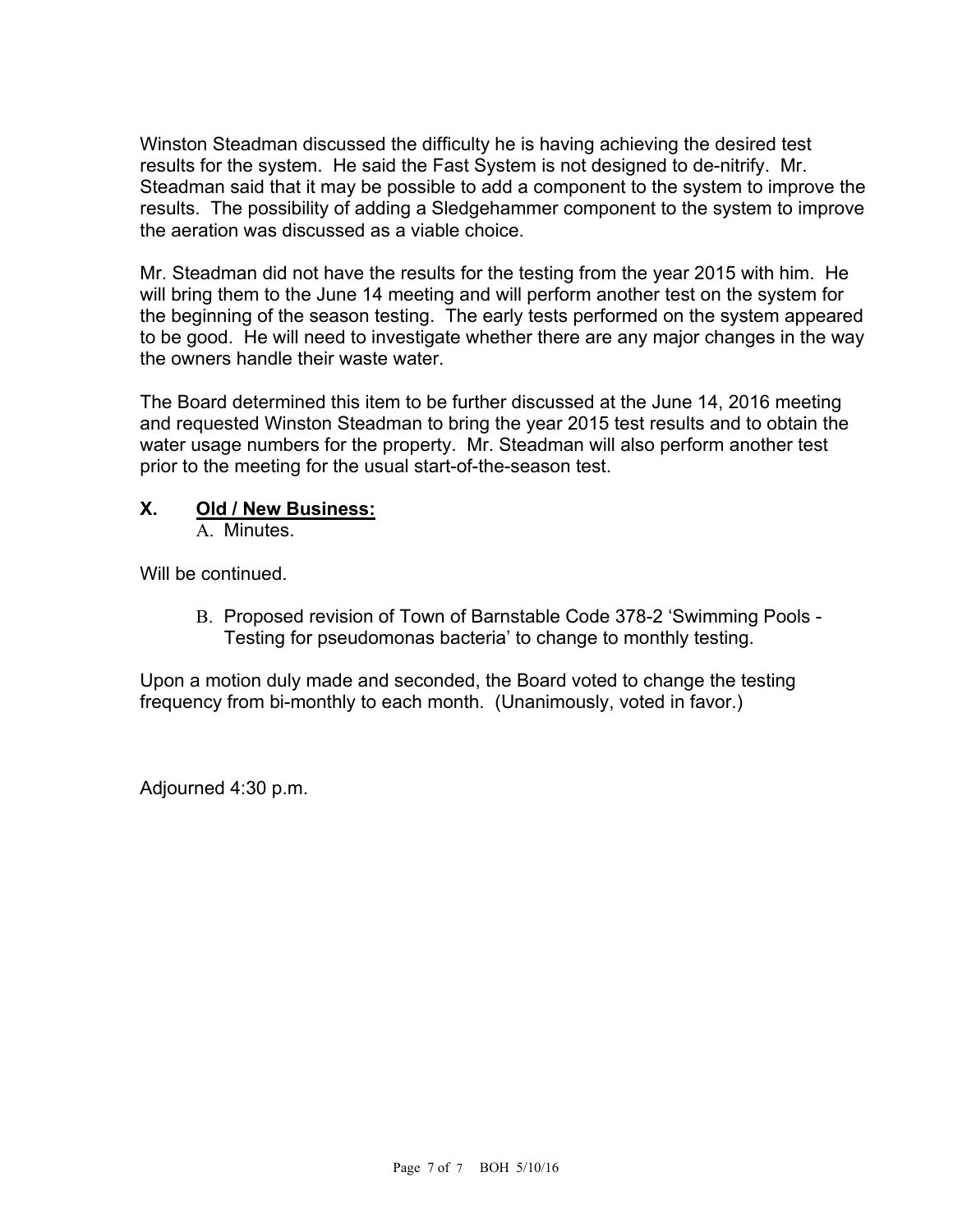Winston Steadman discussed the difficulty he is having achieving the desired test results for the system. He said the Fast System is not designed to de-nitrify. Mr. Steadman said that it may be possible to add a component to the system to improve the results. The possibility of adding a Sledgehammer component to the system to improve the aeration was discussed as a viable choice.

Mr. Steadman did not have the results for the testing from the year 2015 with him. He will bring them to the June 14 meeting and will perform another test on the system for the beginning of the season testing. The early tests performed on the system appeared to be good. He will need to investigate whether there are any major changes in the way the owners handle their waste water.

The Board determined this item to be further discussed at the June 14, 2016 meeting and requested Winston Steadman to bring the year 2015 test results and to obtain the water usage numbers for the property. Mr. Steadman will also perform another test prior to the meeting for the usual start-of-the-season test.

## X. <u>Old / New Business:</u>

A. Minutes.

Will be continued.

B. Proposed revision of Town of Barnstable Code 378-2 'Swimming Pools - Testing for pseudomonas bacteria' to change to monthly testing.

Upon a motion duly made and seconded, the Board voted to change the testing frequency from bi-monthly to each month. (Unanimously, voted in favor.)

Adjourned 4:30 p.m.